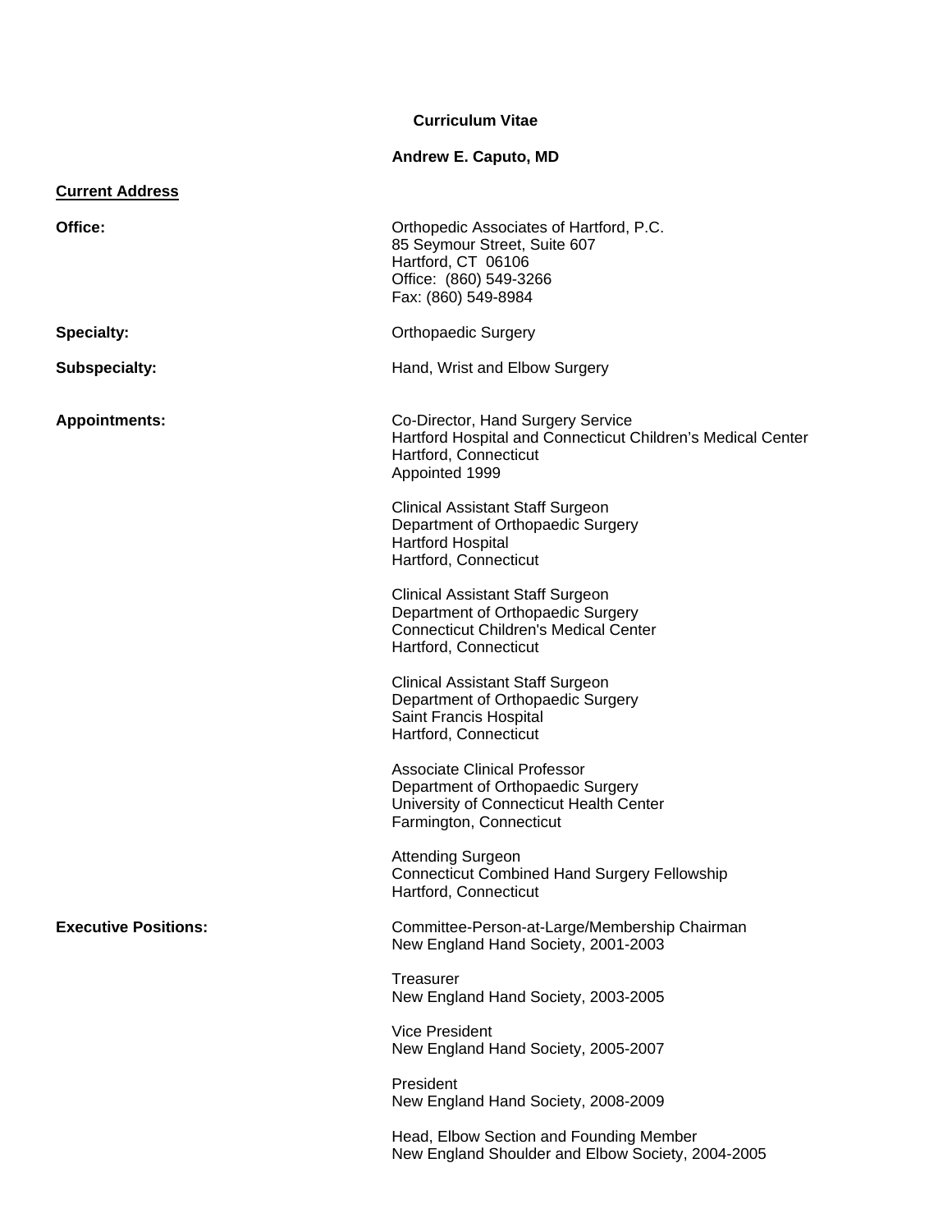# Curriculum Vitae

## Andrew E. Caputo, MD

**Current Address**

**Office:**

Orthopedic Associates of Hartford, P.C.
85 Seymour Street, Suite 607
Hartford, CT 06106
Office: (860) 549-3266
Fax: (860) 549-8984

**Specialty:** Orthopaedic Surgery

**Subspecialty:** Hand, Wrist and Elbow Surgery

**Appointments:**

Co-Director, Hand Surgery Service
Hartford Hospital and Connecticut Children's Medical Center
Hartford, Connecticut
Appointed 1999

Clinical Assistant Staff Surgeon
Department of Orthopaedic Surgery
Hartford Hospital
Hartford, Connecticut

Clinical Assistant Staff Surgeon
Department of Orthopaedic Surgery
Connecticut Children's Medical Center
Hartford, Connecticut

Clinical Assistant Staff Surgeon
Department of Orthopaedic Surgery
Saint Francis Hospital
Hartford, Connecticut

Associate Clinical Professor
Department of Orthopaedic Surgery
University of Connecticut Health Center
Farmington, Connecticut

Attending Surgeon
Connecticut Combined Hand Surgery Fellowship
Hartford, Connecticut

**Executive Positions:**

Committee-Person-at-Large/Membership Chairman
New England Hand Society, 2001-2003

Treasurer
New England Hand Society, 2003-2005

Vice President
New England Hand Society, 2005-2007

President
New England Hand Society, 2008-2009

Head, Elbow Section and Founding Member
New England Shoulder and Elbow Society, 2004-2005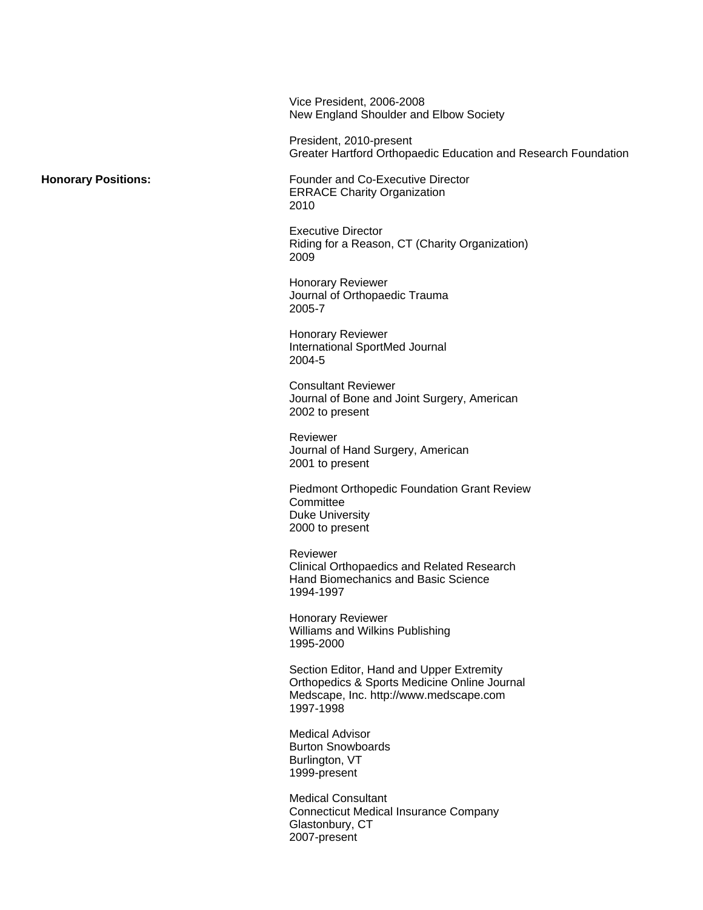Vice President, 2006-2008
New England Shoulder and Elbow Society

President, 2010-present
Greater Hartford Orthopaedic Education and Research Foundation

**Honorary Positions:**

Founder and Co-Executive Director
ERRACE Charity Organization
2010

Executive Director
Riding for a Reason, CT (Charity Organization)
2009

Honorary Reviewer
Journal of Orthopaedic Trauma
2005-7

Honorary Reviewer
International SportMed Journal
2004-5

Consultant Reviewer
Journal of Bone and Joint Surgery, American
2002 to present

Reviewer
Journal of Hand Surgery, American
2001 to present

Piedmont Orthopedic Foundation Grant Review Committee
Duke University
2000 to present

Reviewer
Clinical Orthopaedics and Related Research
Hand Biomechanics and Basic Science
1994-1997

Honorary Reviewer
Williams and Wilkins Publishing
1995-2000

Section Editor, Hand and Upper Extremity
Orthopedics & Sports Medicine Online Journal
Medscape, Inc. http://www.medscape.com
1997-1998

Medical Advisor
Burton Snowboards
Burlington, VT
1999-present

Medical Consultant
Connecticut Medical Insurance Company
Glastonbury, CT
2007-present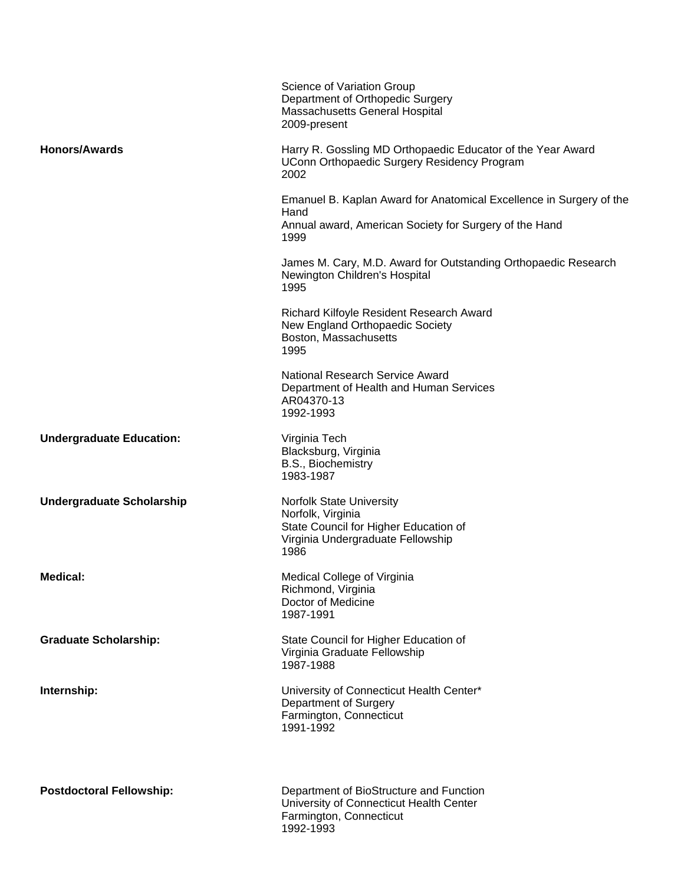Science of Variation Group
Department of Orthopedic Surgery
Massachusetts General Hospital
2009-present

**Honors/Awards**

Harry R. Gossling MD Orthopaedic Educator of the Year Award
UConn Orthopaedic Surgery Residency Program
2002

Emanuel B. Kaplan Award for Anatomical Excellence in Surgery of the Hand
Annual award, American Society for Surgery of the Hand
1999

James M. Cary, M.D. Award for Outstanding Orthopaedic Research
Newington Children's Hospital
1995

Richard Kilfoyle Resident Research Award
New England Orthopaedic Society
Boston, Massachusetts
1995

National Research Service Award
Department of Health and Human Services
AR04370-13
1992-1993

**Undergraduate Education:**

Virginia Tech
Blacksburg, Virginia
B.S., Biochemistry
1983-1987

**Undergraduate Scholarship**

Norfolk State University
Norfolk, Virginia
State Council for Higher Education of Virginia Undergraduate Fellowship
1986

**Medical:**

Medical College of Virginia
Richmond, Virginia
Doctor of Medicine
1987-1991

**Graduate Scholarship:**

State Council for Higher Education of Virginia Graduate Fellowship
1987-1988

**Internship:**

University of Connecticut Health Center*
Department of Surgery
Farmington, Connecticut
1991-1992

**Postdoctoral Fellowship:**

Department of BioStructure and Function
University of Connecticut Health Center
Farmington, Connecticut
1992-1993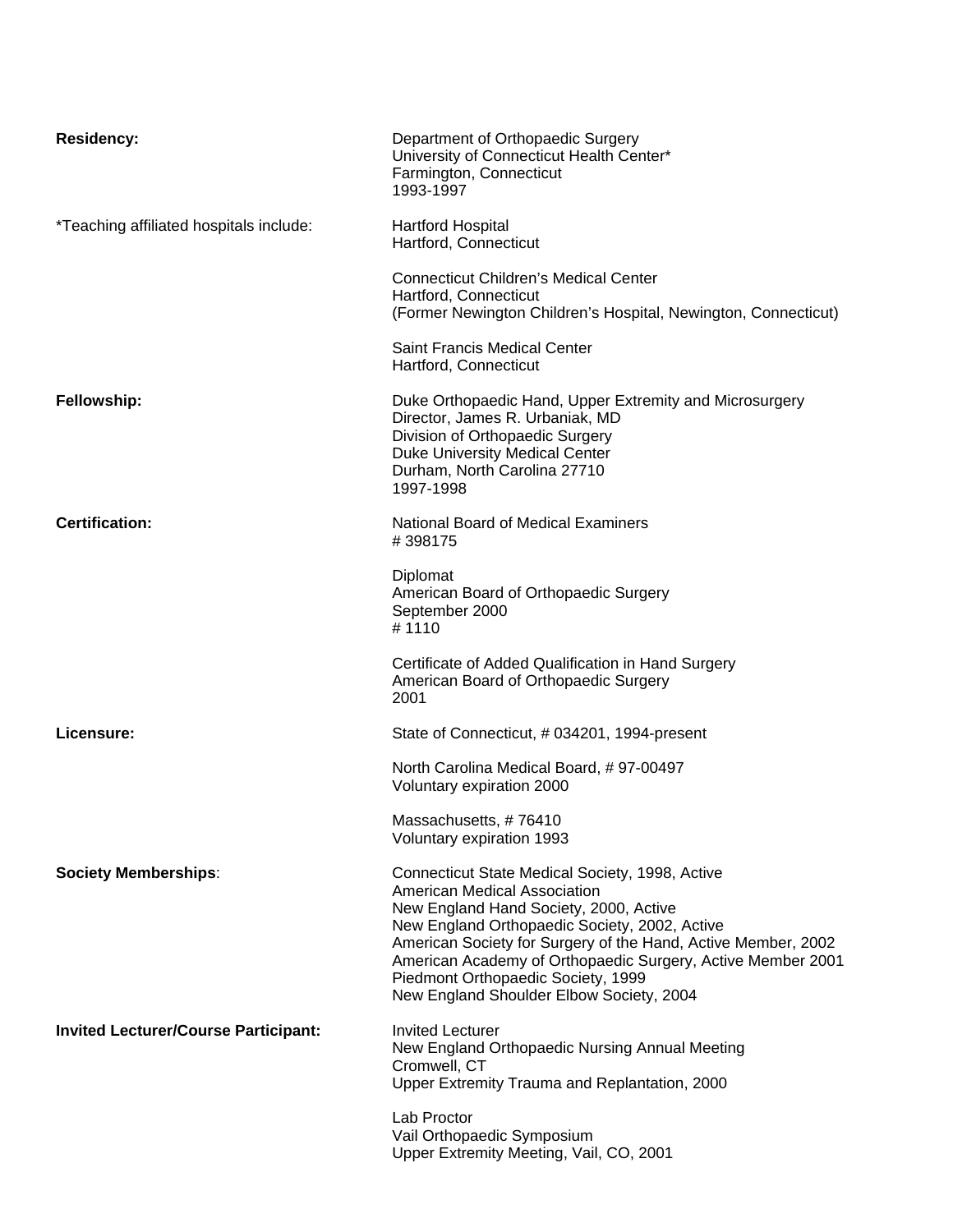**Residency:**

Department of Orthopaedic Surgery
University of Connecticut Health Center*
Farmington, Connecticut
1993-1997

*Teaching affiliated hospitals include:

Hartford Hospital
Hartford, Connecticut

Connecticut Children's Medical Center
Hartford, Connecticut
(Former Newington Children's Hospital, Newington, Connecticut)

Saint Francis Medical Center
Hartford, Connecticut

**Fellowship:**

Duke Orthopaedic Hand, Upper Extremity and Microsurgery
Director, James R. Urbaniak, MD
Division of Orthopaedic Surgery
Duke University Medical Center
Durham, North Carolina 27710
1997-1998

**Certification:**

National Board of Medical Examiners
# 398175

Diplomat
American Board of Orthopaedic Surgery
September 2000
# 1110

Certificate of Added Qualification in Hand Surgery
American Board of Orthopaedic Surgery
2001

**Licensure:**

State of Connecticut, # 034201, 1994-present

North Carolina Medical Board, # 97-00497
Voluntary expiration 2000

Massachusetts, # 76410
Voluntary expiration 1993

**Society Memberships**:

Connecticut State Medical Society, 1998, Active
American Medical Association
New England Hand Society, 2000, Active
New England Orthopaedic Society, 2002, Active
American Society for Surgery of the Hand, Active Member, 2002
American Academy of Orthopaedic Surgery, Active Member 2001
Piedmont Orthopaedic Society, 1999
New England Shoulder Elbow Society, 2004

**Invited Lecturer/Course Participant:**

Invited Lecturer
New England Orthopaedic Nursing Annual Meeting
Cromwell, CT
Upper Extremity Trauma and Replantation, 2000

Lab Proctor
Vail Orthopaedic Symposium
Upper Extremity Meeting, Vail, CO, 2001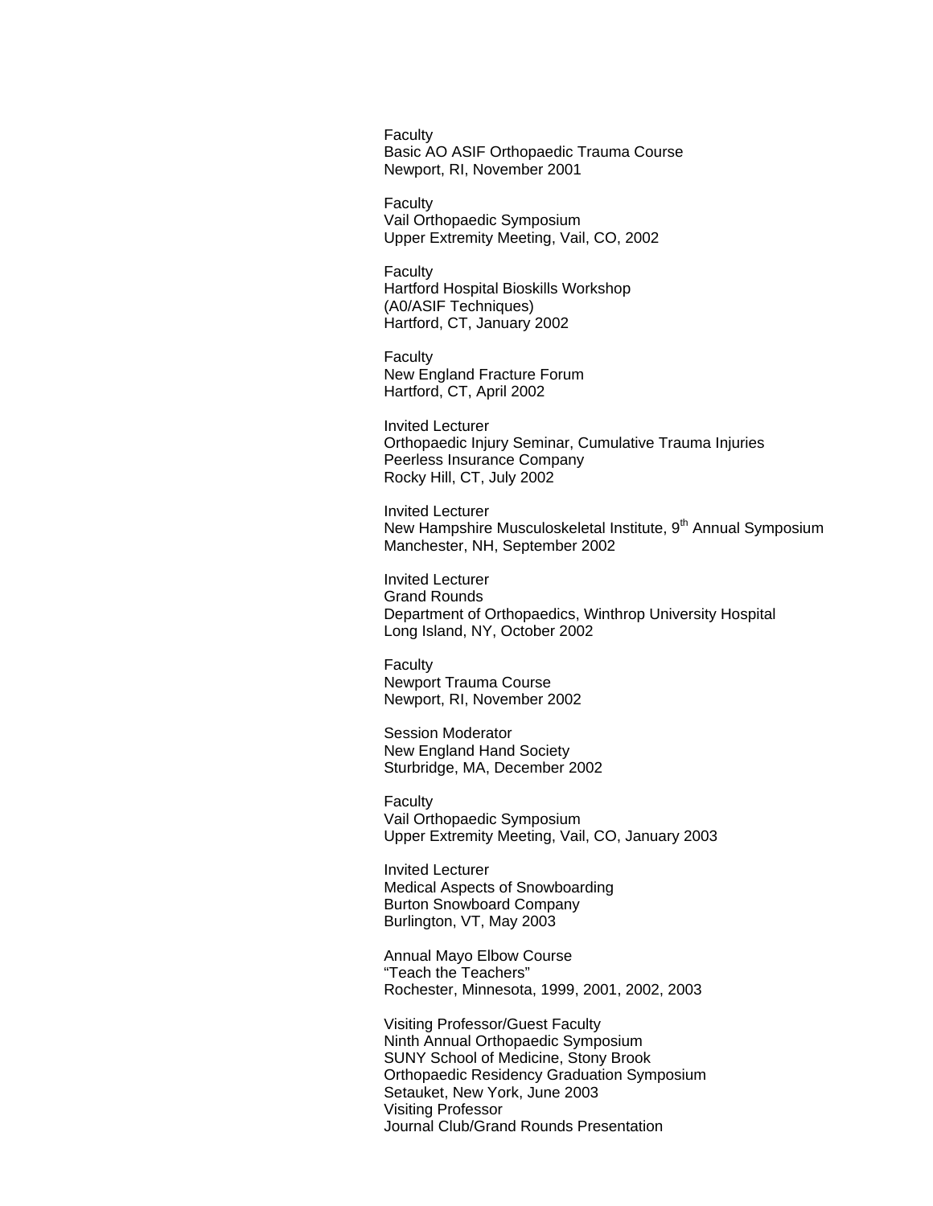Faculty
Basic AO ASIF Orthopaedic Trauma Course
Newport, RI, November 2001

Faculty
Vail Orthopaedic Symposium
Upper Extremity Meeting, Vail, CO, 2002

Faculty
Hartford Hospital Bioskills Workshop
(A0/ASIF Techniques)
Hartford, CT, January 2002

Faculty
New England Fracture Forum
Hartford, CT, April 2002

Invited Lecturer
Orthopaedic Injury Seminar, Cumulative Trauma Injuries
Peerless Insurance Company
Rocky Hill, CT, July 2002

Invited Lecturer
New Hampshire Musculoskeletal Institute, 9th Annual Symposium
Manchester, NH, September 2002

Invited Lecturer
Grand Rounds
Department of Orthopaedics, Winthrop University Hospital
Long Island, NY, October 2002

Faculty
Newport Trauma Course
Newport, RI, November 2002

Session Moderator
New England Hand Society
Sturbridge, MA, December 2002

Faculty
Vail Orthopaedic Symposium
Upper Extremity Meeting, Vail, CO, January 2003

Invited Lecturer
Medical Aspects of Snowboarding
Burton Snowboard Company
Burlington, VT, May 2003

Annual Mayo Elbow Course
"Teach the Teachers"
Rochester, Minnesota, 1999, 2001, 2002, 2003

Visiting Professor/Guest Faculty
Ninth Annual Orthopaedic Symposium
SUNY School of Medicine, Stony Brook
Orthopaedic Residency Graduation Symposium
Setauket, New York, June 2003
Visiting Professor
Journal Club/Grand Rounds Presentation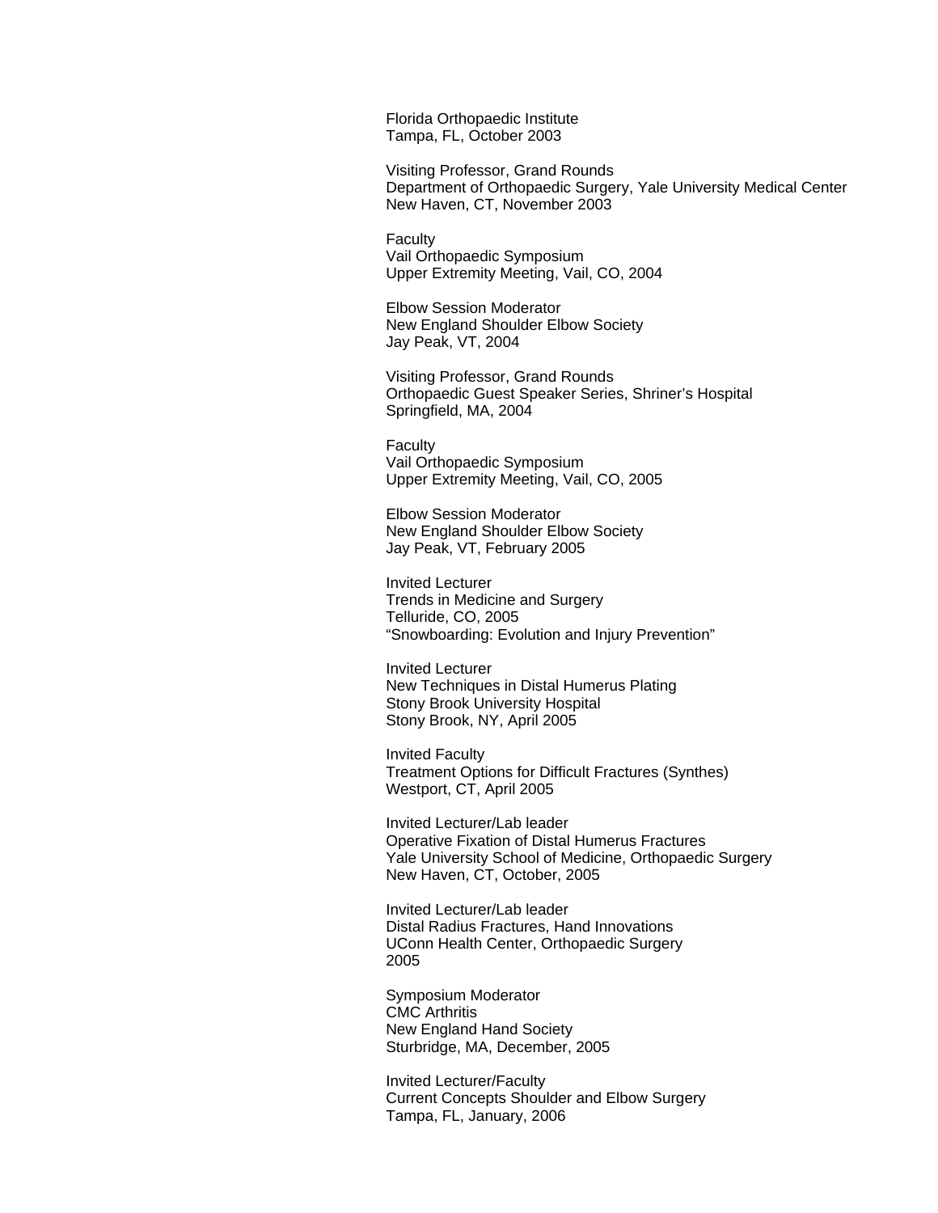Florida Orthopaedic Institute
Tampa, FL, October 2003

Visiting Professor, Grand Rounds
Department of Orthopaedic Surgery, Yale University Medical Center
New Haven, CT, November 2003

Faculty
Vail Orthopaedic Symposium
Upper Extremity Meeting, Vail, CO, 2004

Elbow Session Moderator
New England Shoulder Elbow Society
Jay Peak, VT, 2004

Visiting Professor, Grand Rounds
Orthopaedic Guest Speaker Series, Shriner's Hospital
Springfield, MA, 2004

Faculty
Vail Orthopaedic Symposium
Upper Extremity Meeting, Vail, CO, 2005

Elbow Session Moderator
New England Shoulder Elbow Society
Jay Peak, VT, February 2005

Invited Lecturer
Trends in Medicine and Surgery
Telluride, CO, 2005
"Snowboarding: Evolution and Injury Prevention"

Invited Lecturer
New Techniques in Distal Humerus Plating
Stony Brook University Hospital
Stony Brook, NY, April 2005

Invited Faculty
Treatment Options for Difficult Fractures (Synthes)
Westport, CT, April 2005

Invited Lecturer/Lab leader
Operative Fixation of Distal Humerus Fractures
Yale University School of Medicine, Orthopaedic Surgery
New Haven, CT, October, 2005

Invited Lecturer/Lab leader
Distal Radius Fractures, Hand Innovations
UConn Health Center, Orthopaedic Surgery
2005

Symposium Moderator
CMC Arthritis
New England Hand Society
Sturbridge, MA, December, 2005

Invited Lecturer/Faculty
Current Concepts Shoulder and Elbow Surgery
Tampa, FL, January, 2006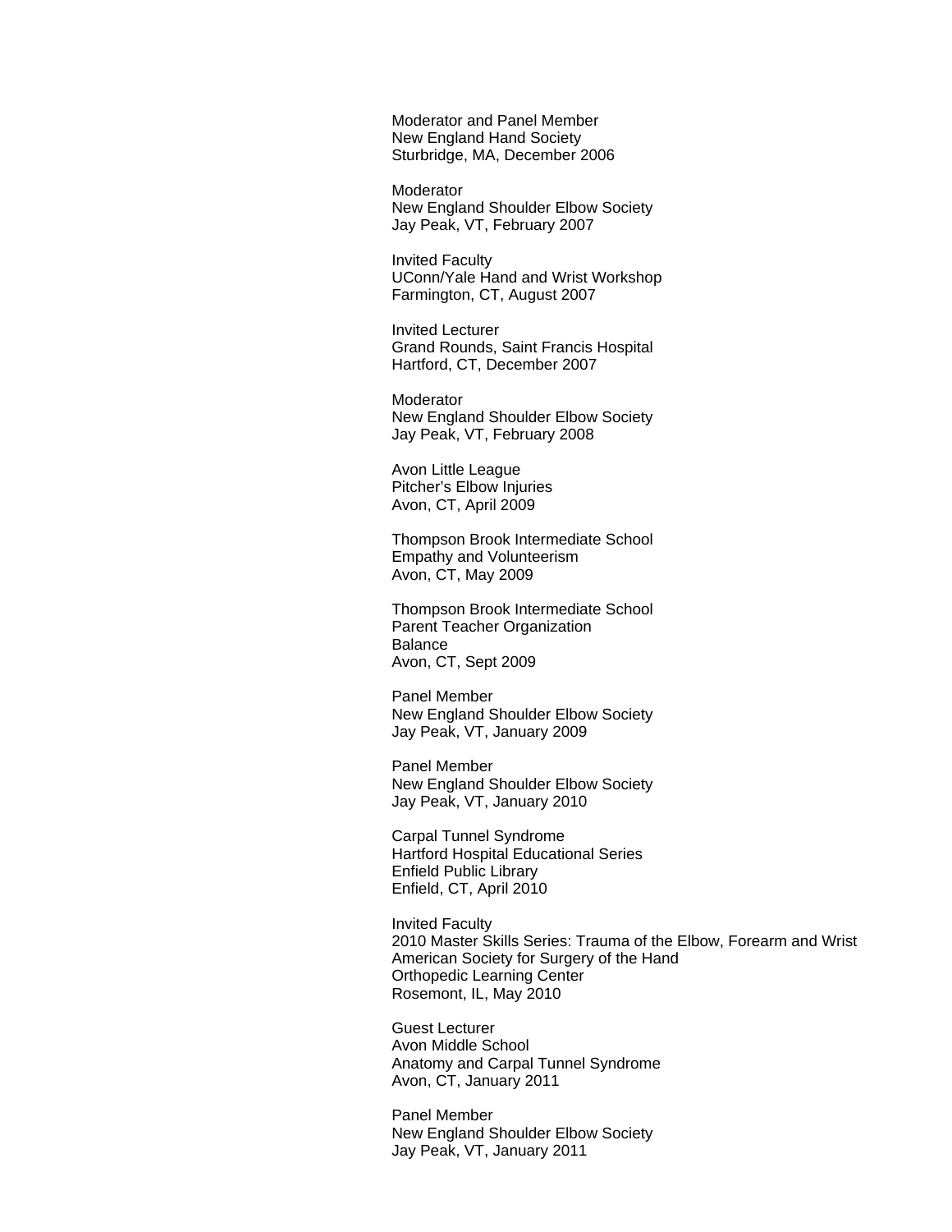Moderator and Panel Member
New England Hand Society
Sturbridge, MA, December 2006

Moderator
New England Shoulder Elbow Society
Jay Peak, VT, February 2007

Invited Faculty
UConn/Yale Hand and Wrist Workshop
Farmington, CT, August 2007

Invited Lecturer
Grand Rounds, Saint Francis Hospital
Hartford, CT, December 2007

Moderator
New England Shoulder Elbow Society
Jay Peak, VT, February 2008

Avon Little League
Pitcher's Elbow Injuries
Avon, CT, April 2009

Thompson Brook Intermediate School
Empathy and Volunteerism
Avon, CT, May 2009

Thompson Brook Intermediate School
Parent Teacher Organization
Balance
Avon, CT, Sept 2009

Panel Member
New England Shoulder Elbow Society
Jay Peak, VT, January 2009

Panel Member
New England Shoulder Elbow Society
Jay Peak, VT, January 2010

Carpal Tunnel Syndrome
Hartford Hospital Educational Series
Enfield Public Library
Enfield, CT, April 2010

Invited Faculty
2010 Master Skills Series: Trauma of the Elbow, Forearm and Wrist
American Society for Surgery of the Hand
Orthopedic Learning Center
Rosemont, IL, May 2010

Guest Lecturer
Avon Middle School
Anatomy and Carpal Tunnel Syndrome
Avon, CT, January 2011

Panel Member
New England Shoulder Elbow Society
Jay Peak, VT, January 2011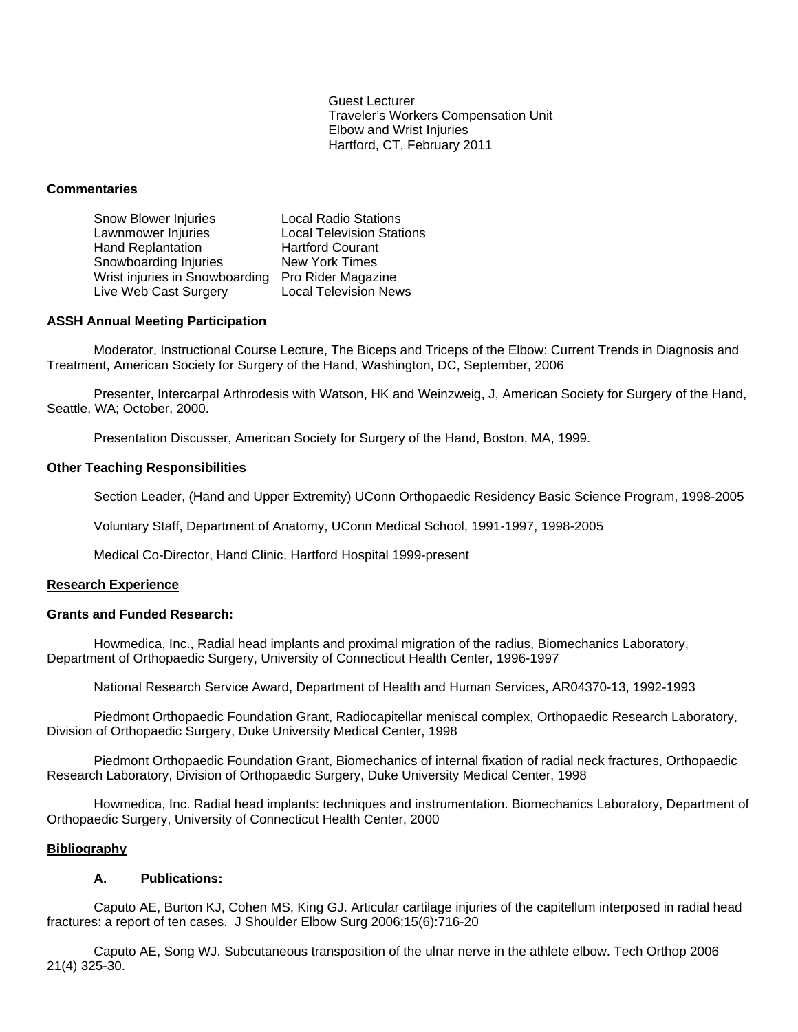Guest Lecturer
Traveler's Workers Compensation Unit
Elbow and Wrist Injuries
Hartford, CT, February 2011

**Commentaries**

| | |
|---|---|
| Snow Blower Injuries | Local Radio Stations |
| Lawnmower Injuries | Local Television Stations |
| Hand Replantation | Hartford Courant |
| Snowboarding Injuries | New York Times |
| Wrist injuries in Snowboarding | Pro Rider Magazine |
| Live Web Cast Surgery | Local Television News |

**ASSH Annual Meeting Participation**

Moderator, Instructional Course Lecture, The Biceps and Triceps of the Elbow: Current Trends in Diagnosis and Treatment, American Society for Surgery of the Hand, Washington, DC, September, 2006

Presenter, Intercarpal Arthrodesis with Watson, HK and Weinzweig, J, American Society for Surgery of the Hand, Seattle, WA; October, 2000.

Presentation Discusser, American Society for Surgery of the Hand, Boston, MA, 1999.

**Other Teaching Responsibilities**

Section Leader, (Hand and Upper Extremity) UConn Orthopaedic Residency Basic Science Program, 1998-2005

Voluntary Staff, Department of Anatomy, UConn Medical School, 1991-1997, 1998-2005

Medical Co-Director, Hand Clinic, Hartford Hospital 1999-present

## Research Experience

**Grants and Funded Research:**

Howmedica, Inc., Radial head implants and proximal migration of the radius, Biomechanics Laboratory, Department of Orthopaedic Surgery, University of Connecticut Health Center, 1996-1997

National Research Service Award, Department of Health and Human Services, AR04370-13, 1992-1993

Piedmont Orthopaedic Foundation Grant, Radiocapitellar meniscal complex, Orthopaedic Research Laboratory, Division of Orthopaedic Surgery, Duke University Medical Center, 1998

Piedmont Orthopaedic Foundation Grant, Biomechanics of internal fixation of radial neck fractures, Orthopaedic Research Laboratory, Division of Orthopaedic Surgery, Duke University Medical Center, 1998

Howmedica, Inc. Radial head implants: techniques and instrumentation. Biomechanics Laboratory, Department of Orthopaedic Surgery, University of Connecticut Health Center, 2000

## Bibliography

**A. Publications:**

Caputo AE, Burton KJ, Cohen MS, King GJ. Articular cartilage injuries of the capitellum interposed in radial head fractures: a report of ten cases. J Shoulder Elbow Surg 2006;15(6):716-20

Caputo AE, Song WJ. Subcutaneous transposition of the ulnar nerve in the athlete elbow. Tech Orthop 2006 21(4) 325-30.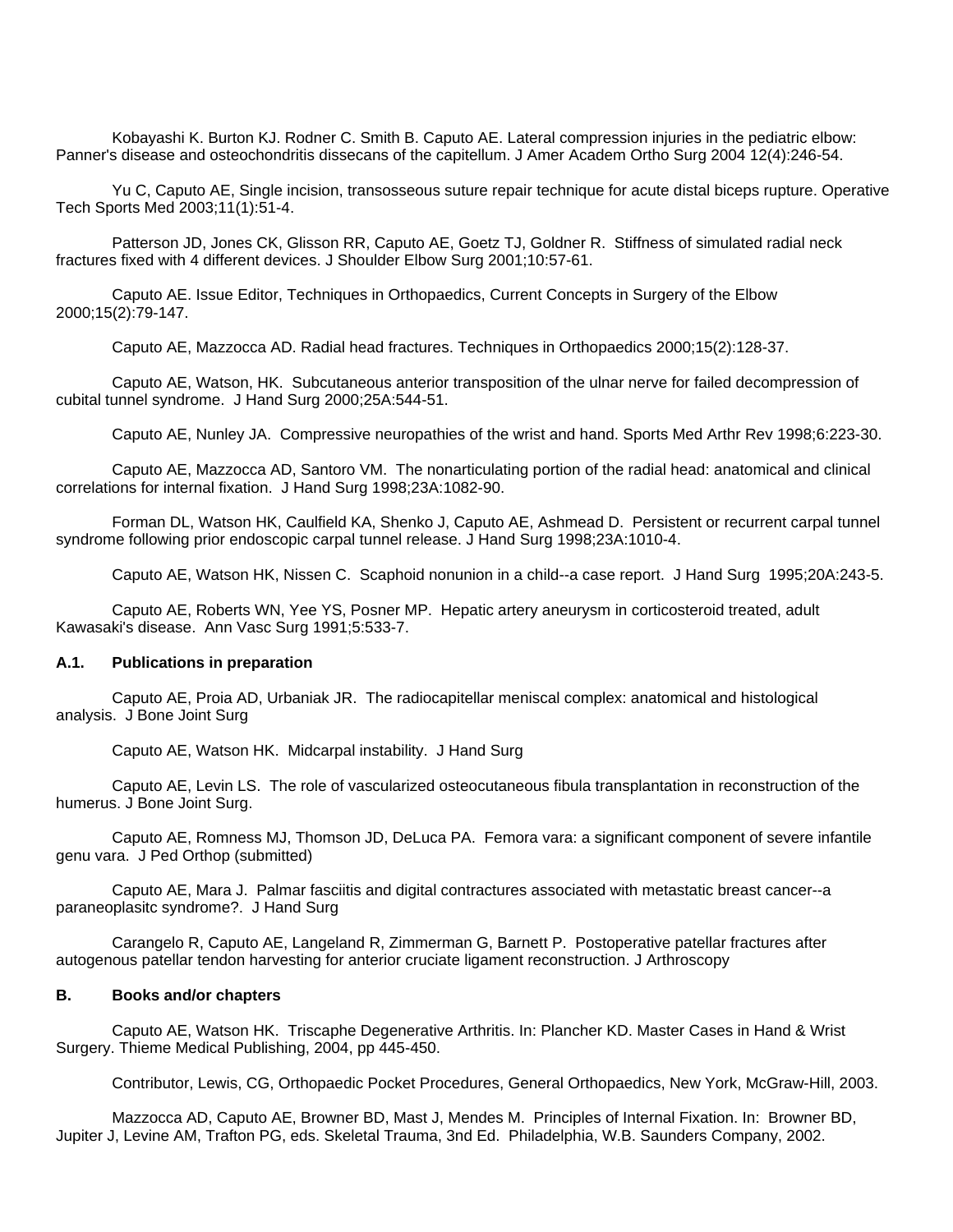Kobayashi K. Burton KJ. Rodner C. Smith B. Caputo AE. Lateral compression injuries in the pediatric elbow: Panner's disease and osteochondritis dissecans of the capitellum. J Amer Academ Ortho Surg 2004 12(4):246-54.

Yu C, Caputo AE, Single incision, transosseous suture repair technique for acute distal biceps rupture. Operative Tech Sports Med 2003;11(1):51-4.

Patterson JD, Jones CK, Glisson RR, Caputo AE, Goetz TJ, Goldner R. Stiffness of simulated radial neck fractures fixed with 4 different devices. J Shoulder Elbow Surg 2001;10:57-61.

Caputo AE. Issue Editor, Techniques in Orthopaedics, Current Concepts in Surgery of the Elbow 2000;15(2):79-147.

Caputo AE, Mazzocca AD. Radial head fractures. Techniques in Orthopaedics 2000;15(2):128-37.

Caputo AE, Watson, HK. Subcutaneous anterior transposition of the ulnar nerve for failed decompression of cubital tunnel syndrome. J Hand Surg 2000;25A:544-51.

Caputo AE, Nunley JA. Compressive neuropathies of the wrist and hand. Sports Med Arthr Rev 1998;6:223-30.

Caputo AE, Mazzocca AD, Santoro VM. The nonarticulating portion of the radial head: anatomical and clinical correlations for internal fixation. J Hand Surg 1998;23A:1082-90.

Forman DL, Watson HK, Caulfield KA, Shenko J, Caputo AE, Ashmead D. Persistent or recurrent carpal tunnel syndrome following prior endoscopic carpal tunnel release. J Hand Surg 1998;23A:1010-4.

Caputo AE, Watson HK, Nissen C. Scaphoid nonunion in a child--a case report. J Hand Surg 1995;20A:243-5.

Caputo AE, Roberts WN, Yee YS, Posner MP. Hepatic artery aneurysm in corticosteroid treated, adult Kawasaki's disease. Ann Vasc Surg 1991;5:533-7.

**A.1. Publications in preparation**

Caputo AE, Proia AD, Urbaniak JR. The radiocapitellar meniscal complex: anatomical and histological analysis. J Bone Joint Surg

Caputo AE, Watson HK. Midcarpal instability. J Hand Surg

Caputo AE, Levin LS. The role of vascularized osteocutaneous fibula transplantation in reconstruction of the humerus. J Bone Joint Surg.

Caputo AE, Romness MJ, Thomson JD, DeLuca PA. Femora vara: a significant component of severe infantile genu vara. J Ped Orthop (submitted)

Caputo AE, Mara J. Palmar fasciitis and digital contractures associated with metastatic breast cancer--a paraneoplasitc syndrome?. J Hand Surg

Carangelo R, Caputo AE, Langeland R, Zimmerman G, Barnett P. Postoperative patellar fractures after autogenous patellar tendon harvesting for anterior cruciate ligament reconstruction. J Arthroscopy

**B. Books and/or chapters**

Caputo AE, Watson HK. Triscaphe Degenerative Arthritis. In: Plancher KD. Master Cases in Hand & Wrist Surgery. Thieme Medical Publishing, 2004, pp 445-450.

Contributor, Lewis, CG, Orthopaedic Pocket Procedures, General Orthopaedics, New York, McGraw-Hill, 2003.

Mazzocca AD, Caputo AE, Browner BD, Mast J, Mendes M. Principles of Internal Fixation. In: Browner BD, Jupiter J, Levine AM, Trafton PG, eds. Skeletal Trauma, 3nd Ed. Philadelphia, W.B. Saunders Company, 2002.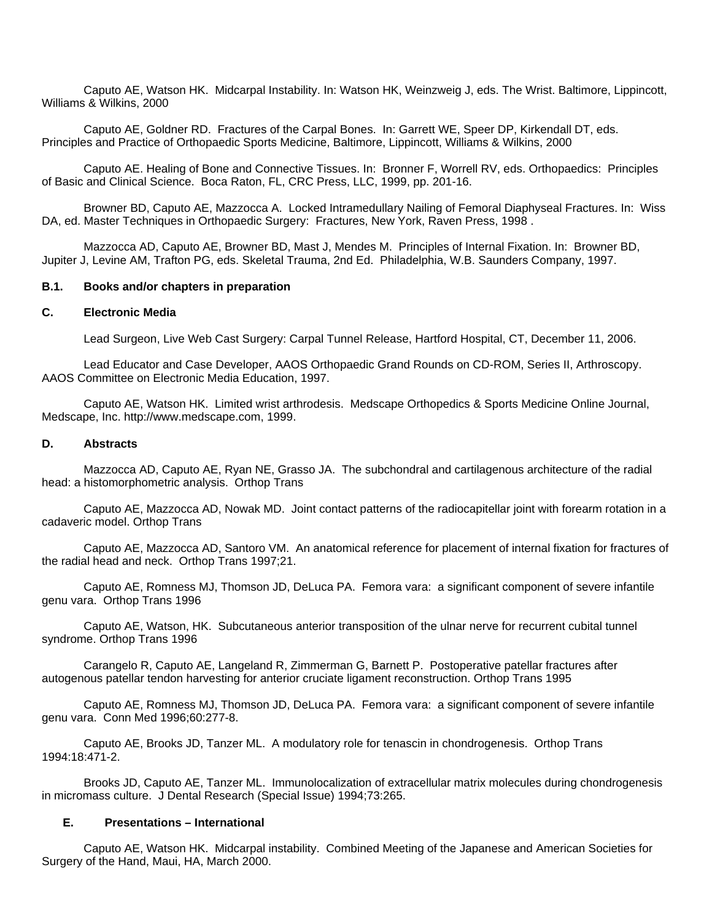Caputo AE, Watson HK. Midcarpal Instability. In: Watson HK, Weinzweig J, eds. The Wrist. Baltimore, Lippincott, Williams & Wilkins, 2000

Caputo AE, Goldner RD. Fractures of the Carpal Bones. In: Garrett WE, Speer DP, Kirkendall DT, eds. Principles and Practice of Orthopaedic Sports Medicine, Baltimore, Lippincott, Williams & Wilkins, 2000

Caputo AE. Healing of Bone and Connective Tissues. In: Bronner F, Worrell RV, eds. Orthopaedics: Principles of Basic and Clinical Science. Boca Raton, FL, CRC Press, LLC, 1999, pp. 201-16.

Browner BD, Caputo AE, Mazzocca A. Locked Intramedullary Nailing of Femoral Diaphyseal Fractures. In: Wiss DA, ed. Master Techniques in Orthopaedic Surgery: Fractures, New York, Raven Press, 1998 .

Mazzocca AD, Caputo AE, Browner BD, Mast J, Mendes M. Principles of Internal Fixation. In: Browner BD, Jupiter J, Levine AM, Trafton PG, eds. Skeletal Trauma, 2nd Ed. Philadelphia, W.B. Saunders Company, 1997.

**B.1. Books and/or chapters in preparation**

**C. Electronic Media**

Lead Surgeon, Live Web Cast Surgery: Carpal Tunnel Release, Hartford Hospital, CT, December 11, 2006.

Lead Educator and Case Developer, AAOS Orthopaedic Grand Rounds on CD-ROM, Series II, Arthroscopy. AAOS Committee on Electronic Media Education, 1997.

Caputo AE, Watson HK. Limited wrist arthrodesis. Medscape Orthopedics & Sports Medicine Online Journal, Medscape, Inc. http://www.medscape.com, 1999.

**D. Abstracts**

Mazzocca AD, Caputo AE, Ryan NE, Grasso JA. The subchondral and cartilagenous architecture of the radial head: a histomorphometric analysis. Orthop Trans

Caputo AE, Mazzocca AD, Nowak MD. Joint contact patterns of the radiocapitellar joint with forearm rotation in a cadaveric model. Orthop Trans

Caputo AE, Mazzocca AD, Santoro VM. An anatomical reference for placement of internal fixation for fractures of the radial head and neck. Orthop Trans 1997;21.

Caputo AE, Romness MJ, Thomson JD, DeLuca PA. Femora vara: a significant component of severe infantile genu vara. Orthop Trans 1996

Caputo AE, Watson, HK. Subcutaneous anterior transposition of the ulnar nerve for recurrent cubital tunnel syndrome. Orthop Trans 1996

Carangelo R, Caputo AE, Langeland R, Zimmerman G, Barnett P. Postoperative patellar fractures after autogenous patellar tendon harvesting for anterior cruciate ligament reconstruction. Orthop Trans 1995

Caputo AE, Romness MJ, Thomson JD, DeLuca PA. Femora vara: a significant component of severe infantile genu vara. Conn Med 1996;60:277-8.

Caputo AE, Brooks JD, Tanzer ML. A modulatory role for tenascin in chondrogenesis. Orthop Trans 1994:18:471-2.

Brooks JD, Caputo AE, Tanzer ML. Immunolocalization of extracellular matrix molecules during chondrogenesis in micromass culture. J Dental Research (Special Issue) 1994;73:265.

**E. Presentations – International**

Caputo AE, Watson HK. Midcarpal instability. Combined Meeting of the Japanese and American Societies for Surgery of the Hand, Maui, HA, March 2000.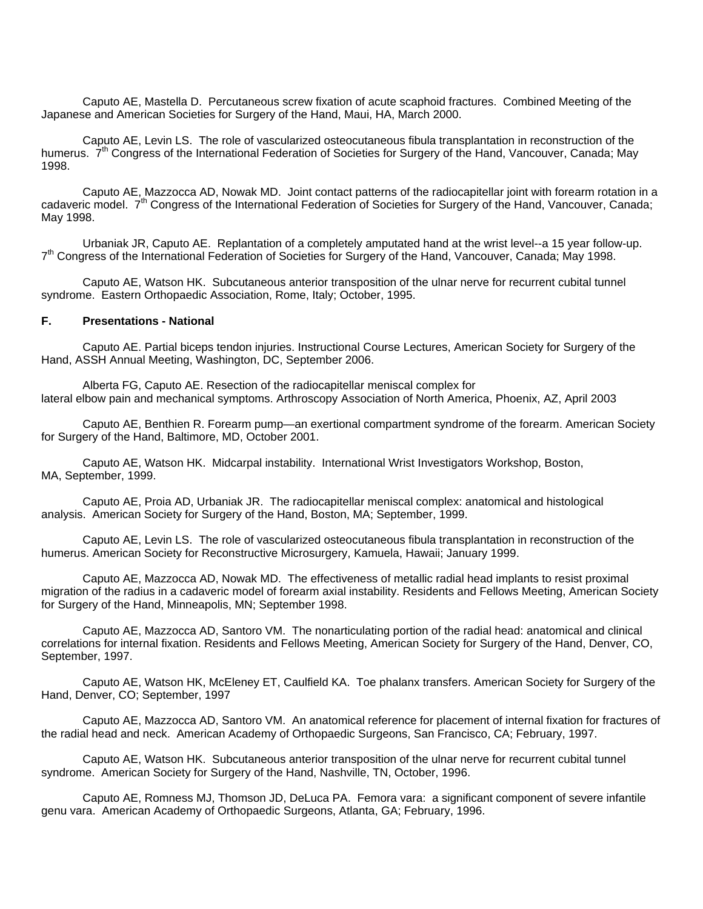Caputo AE, Mastella D. Percutaneous screw fixation of acute scaphoid fractures. Combined Meeting of the Japanese and American Societies for Surgery of the Hand, Maui, HA, March 2000.

Caputo AE, Levin LS. The role of vascularized osteocutaneous fibula transplantation in reconstruction of the humerus. 7th Congress of the International Federation of Societies for Surgery of the Hand, Vancouver, Canada; May 1998.

Caputo AE, Mazzocca AD, Nowak MD. Joint contact patterns of the radiocapitellar joint with forearm rotation in a cadaveric model. 7th Congress of the International Federation of Societies for Surgery of the Hand, Vancouver, Canada; May 1998.

Urbaniak JR, Caputo AE. Replantation of a completely amputated hand at the wrist level--a 15 year follow-up. 7th Congress of the International Federation of Societies for Surgery of the Hand, Vancouver, Canada; May 1998.

Caputo AE, Watson HK. Subcutaneous anterior transposition of the ulnar nerve for recurrent cubital tunnel syndrome. Eastern Orthopaedic Association, Rome, Italy; October, 1995.

### F. Presentations - National

Caputo AE. Partial biceps tendon injuries. Instructional Course Lectures, American Society for Surgery of the Hand, ASSH Annual Meeting, Washington, DC, September 2006.

Alberta FG, Caputo AE. Resection of the radiocapitellar meniscal complex for lateral elbow pain and mechanical symptoms. Arthroscopy Association of North America, Phoenix, AZ, April 2003

Caputo AE, Benthien R. Forearm pump—an exertional compartment syndrome of the forearm. American Society for Surgery of the Hand, Baltimore, MD, October 2001.

Caputo AE, Watson HK. Midcarpal instability. International Wrist Investigators Workshop, Boston, MA, September, 1999.

Caputo AE, Proia AD, Urbaniak JR. The radiocapitellar meniscal complex: anatomical and histological analysis. American Society for Surgery of the Hand, Boston, MA; September, 1999.

Caputo AE, Levin LS. The role of vascularized osteocutaneous fibula transplantation in reconstruction of the humerus. American Society for Reconstructive Microsurgery, Kamuela, Hawaii; January 1999.

Caputo AE, Mazzocca AD, Nowak MD. The effectiveness of metallic radial head implants to resist proximal migration of the radius in a cadaveric model of forearm axial instability. Residents and Fellows Meeting, American Society for Surgery of the Hand, Minneapolis, MN; September 1998.

Caputo AE, Mazzocca AD, Santoro VM. The nonarticulating portion of the radial head: anatomical and clinical correlations for internal fixation. Residents and Fellows Meeting, American Society for Surgery of the Hand, Denver, CO, September, 1997.

Caputo AE, Watson HK, McEleney ET, Caulfield KA. Toe phalanx transfers. American Society for Surgery of the Hand, Denver, CO; September, 1997

Caputo AE, Mazzocca AD, Santoro VM. An anatomical reference for placement of internal fixation for fractures of the radial head and neck. American Academy of Orthopaedic Surgeons, San Francisco, CA; February, 1997.

Caputo AE, Watson HK. Subcutaneous anterior transposition of the ulnar nerve for recurrent cubital tunnel syndrome. American Society for Surgery of the Hand, Nashville, TN, October, 1996.

Caputo AE, Romness MJ, Thomson JD, DeLuca PA. Femora vara: a significant component of severe infantile genu vara. American Academy of Orthopaedic Surgeons, Atlanta, GA; February, 1996.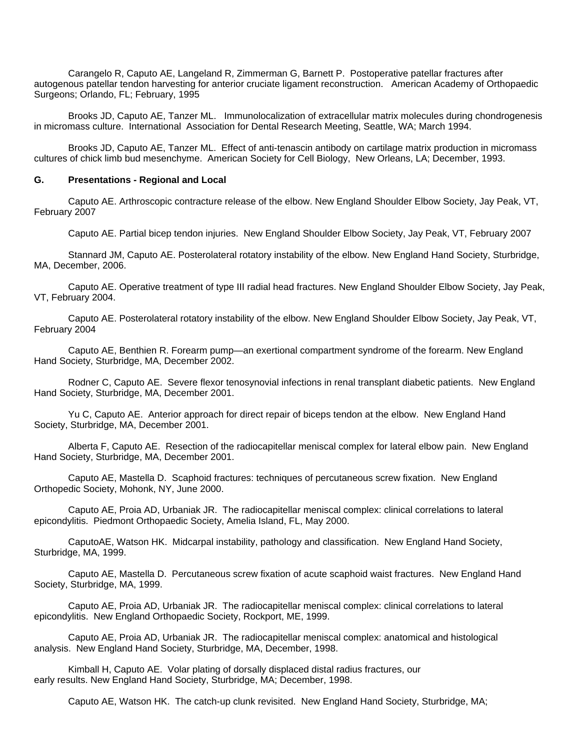Carangelo R, Caputo AE, Langeland R, Zimmerman G, Barnett P. Postoperative patellar fractures after autogenous patellar tendon harvesting for anterior cruciate ligament reconstruction. American Academy of Orthopaedic Surgeons; Orlando, FL; February, 1995

Brooks JD, Caputo AE, Tanzer ML. Immunolocalization of extracellular matrix molecules during chondrogenesis in micromass culture. International Association for Dental Research Meeting, Seattle, WA; March 1994.

Brooks JD, Caputo AE, Tanzer ML. Effect of anti-tenascin antibody on cartilage matrix production in micromass cultures of chick limb bud mesenchyme. American Society for Cell Biology, New Orleans, LA; December, 1993.

**G. Presentations - Regional and Local**

Caputo AE. Arthroscopic contracture release of the elbow. New England Shoulder Elbow Society, Jay Peak, VT, February 2007

Caputo AE. Partial bicep tendon injuries. New England Shoulder Elbow Society, Jay Peak, VT, February 2007

Stannard JM, Caputo AE. Posterolateral rotatory instability of the elbow. New England Hand Society, Sturbridge, MA, December, 2006.

Caputo AE. Operative treatment of type III radial head fractures. New England Shoulder Elbow Society, Jay Peak, VT, February 2004.

Caputo AE. Posterolateral rotatory instability of the elbow. New England Shoulder Elbow Society, Jay Peak, VT, February 2004

Caputo AE, Benthien R. Forearm pump—an exertional compartment syndrome of the forearm. New England Hand Society, Sturbridge, MA, December 2002.

Rodner C, Caputo AE. Severe flexor tenosynovial infections in renal transplant diabetic patients. New England Hand Society, Sturbridge, MA, December 2001.

Yu C, Caputo AE. Anterior approach for direct repair of biceps tendon at the elbow. New England Hand Society, Sturbridge, MA, December 2001.

Alberta F, Caputo AE. Resection of the radiocapitellar meniscal complex for lateral elbow pain. New England Hand Society, Sturbridge, MA, December 2001.

Caputo AE, Mastella D. Scaphoid fractures: techniques of percutaneous screw fixation. New England Orthopedic Society, Mohonk, NY, June 2000.

Caputo AE, Proia AD, Urbaniak JR. The radiocapitellar meniscal complex: clinical correlations to lateral epicondylitis. Piedmont Orthopaedic Society, Amelia Island, FL, May 2000.

CaputoAE, Watson HK. Midcarpal instability, pathology and classification. New England Hand Society, Sturbridge, MA, 1999.

Caputo AE, Mastella D. Percutaneous screw fixation of acute scaphoid waist fractures. New England Hand Society, Sturbridge, MA, 1999.

Caputo AE, Proia AD, Urbaniak JR. The radiocapitellar meniscal complex: clinical correlations to lateral epicondylitis. New England Orthopaedic Society, Rockport, ME, 1999.

Caputo AE, Proia AD, Urbaniak JR. The radiocapitellar meniscal complex: anatomical and histological analysis. New England Hand Society, Sturbridge, MA, December, 1998.

Kimball H, Caputo AE. Volar plating of dorsally displaced distal radius fractures, our early results. New England Hand Society, Sturbridge, MA; December, 1998.

Caputo AE, Watson HK. The catch-up clunk revisited. New England Hand Society, Sturbridge, MA;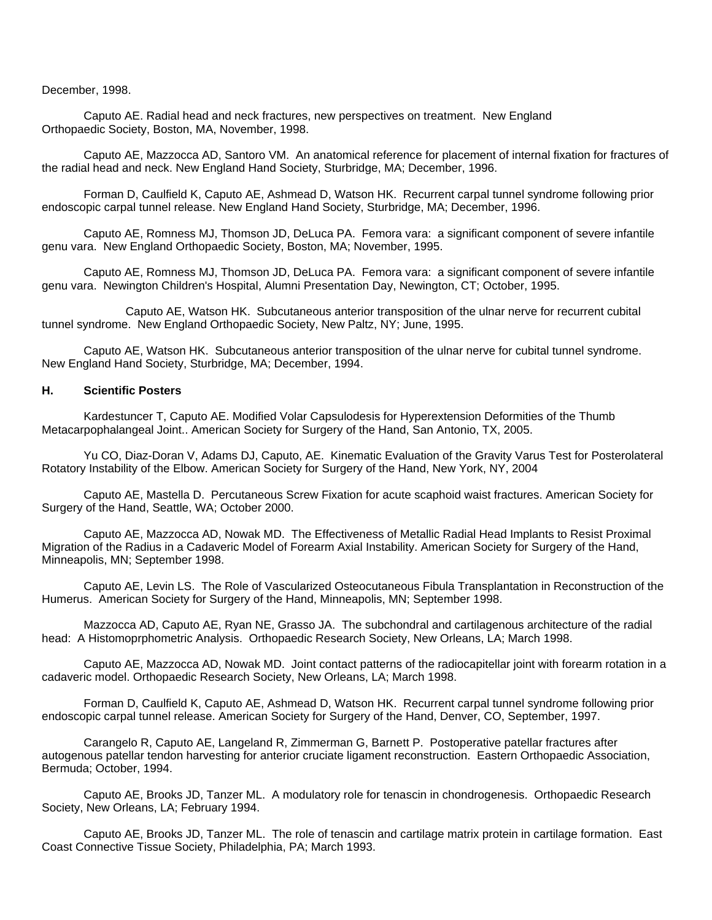December, 1998.

Caputo AE. Radial head and neck fractures, new perspectives on treatment. New England Orthopaedic Society, Boston, MA, November, 1998.

Caputo AE, Mazzocca AD, Santoro VM. An anatomical reference for placement of internal fixation for fractures of the radial head and neck. New England Hand Society, Sturbridge, MA; December, 1996.

Forman D, Caulfield K, Caputo AE, Ashmead D, Watson HK. Recurrent carpal tunnel syndrome following prior endoscopic carpal tunnel release. New England Hand Society, Sturbridge, MA; December, 1996.

Caputo AE, Romness MJ, Thomson JD, DeLuca PA. Femora vara: a significant component of severe infantile genu vara. New England Orthopaedic Society, Boston, MA; November, 1995.

Caputo AE, Romness MJ, Thomson JD, DeLuca PA. Femora vara: a significant component of severe infantile genu vara. Newington Children's Hospital, Alumni Presentation Day, Newington, CT; October, 1995.

Caputo AE, Watson HK. Subcutaneous anterior transposition of the ulnar nerve for recurrent cubital tunnel syndrome. New England Orthopaedic Society, New Paltz, NY; June, 1995.

Caputo AE, Watson HK. Subcutaneous anterior transposition of the ulnar nerve for cubital tunnel syndrome. New England Hand Society, Sturbridge, MA; December, 1994.

**H. Scientific Posters**

Kardestuncer T, Caputo AE. Modified Volar Capsulodesis for Hyperextension Deformities of the Thumb Metacarpophalangeal Joint.. American Society for Surgery of the Hand, San Antonio, TX, 2005.

Yu CO, Diaz-Doran V, Adams DJ, Caputo, AE. Kinematic Evaluation of the Gravity Varus Test for Posterolateral Rotatory Instability of the Elbow. American Society for Surgery of the Hand, New York, NY, 2004

Caputo AE, Mastella D. Percutaneous Screw Fixation for acute scaphoid waist fractures. American Society for Surgery of the Hand, Seattle, WA; October 2000.

Caputo AE, Mazzocca AD, Nowak MD. The Effectiveness of Metallic Radial Head Implants to Resist Proximal Migration of the Radius in a Cadaveric Model of Forearm Axial Instability. American Society for Surgery of the Hand, Minneapolis, MN; September 1998.

Caputo AE, Levin LS. The Role of Vascularized Osteocutaneous Fibula Transplantation in Reconstruction of the Humerus. American Society for Surgery of the Hand, Minneapolis, MN; September 1998.

Mazzocca AD, Caputo AE, Ryan NE, Grasso JA. The subchondral and cartilagenous architecture of the radial head: A Histomoprphometric Analysis. Orthopaedic Research Society, New Orleans, LA; March 1998.

Caputo AE, Mazzocca AD, Nowak MD. Joint contact patterns of the radiocapitellar joint with forearm rotation in a cadaveric model. Orthopaedic Research Society, New Orleans, LA; March 1998.

Forman D, Caulfield K, Caputo AE, Ashmead D, Watson HK. Recurrent carpal tunnel syndrome following prior endoscopic carpal tunnel release. American Society for Surgery of the Hand, Denver, CO, September, 1997.

Carangelo R, Caputo AE, Langeland R, Zimmerman G, Barnett P. Postoperative patellar fractures after autogenous patellar tendon harvesting for anterior cruciate ligament reconstruction. Eastern Orthopaedic Association, Bermuda; October, 1994.

Caputo AE, Brooks JD, Tanzer ML. A modulatory role for tenascin in chondrogenesis. Orthopaedic Research Society, New Orleans, LA; February 1994.

Caputo AE, Brooks JD, Tanzer ML. The role of tenascin and cartilage matrix protein in cartilage formation. East Coast Connective Tissue Society, Philadelphia, PA; March 1993.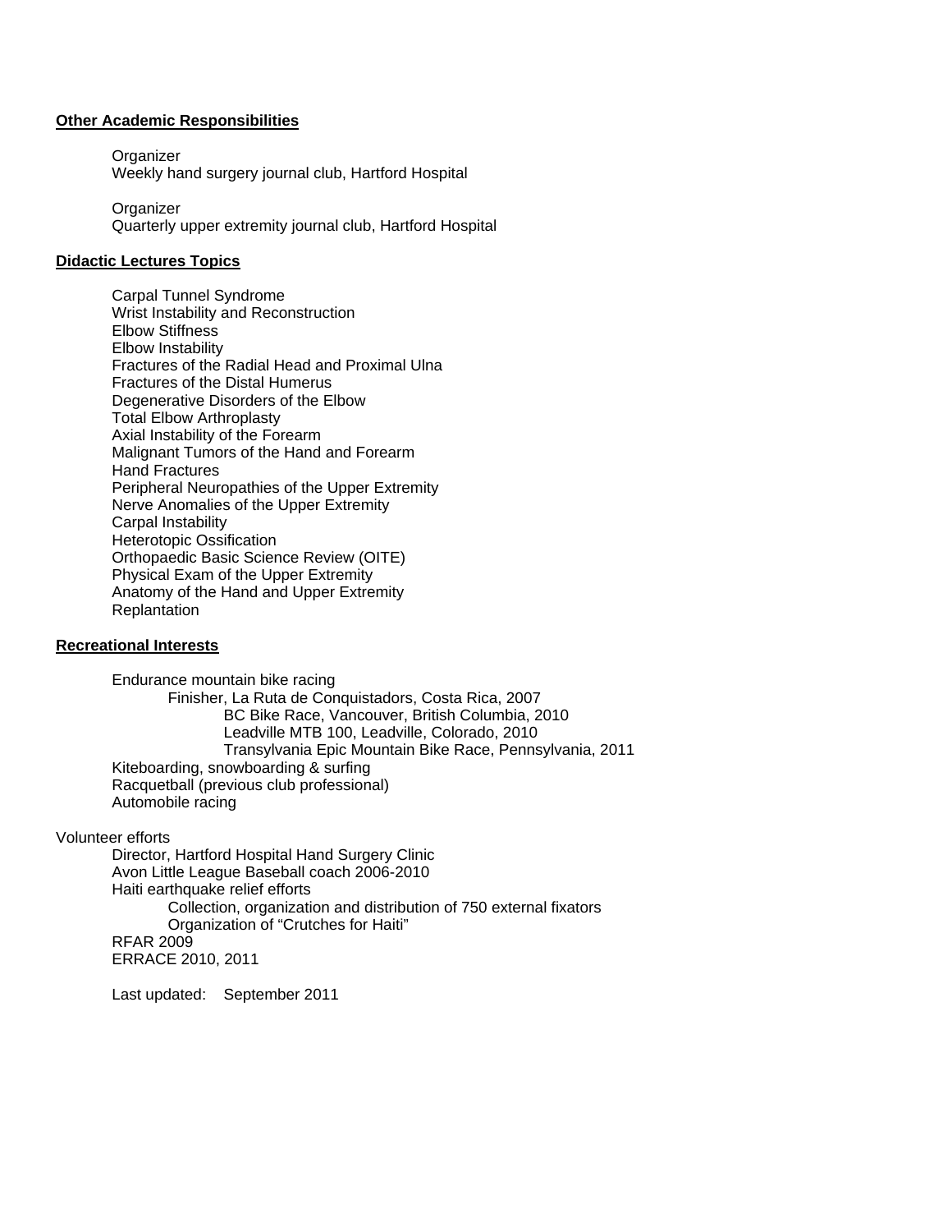**Other Academic Responsibilities**

Organizer
Weekly hand surgery journal club, Hartford Hospital

Organizer
Quarterly upper extremity journal club, Hartford Hospital

**Didactic Lectures Topics**

Carpal Tunnel Syndrome
Wrist Instability and Reconstruction
Elbow Stiffness
Elbow Instability
Fractures of the Radial Head and Proximal Ulna
Fractures of the Distal Humerus
Degenerative Disorders of the Elbow
Total Elbow Arthroplasty
Axial Instability of the Forearm
Malignant Tumors of the Hand and Forearm
Hand Fractures
Peripheral Neuropathies of the Upper Extremity
Nerve Anomalies of the Upper Extremity
Carpal Instability
Heterotopic Ossification
Orthopaedic Basic Science Review (OITE)
Physical Exam of the Upper Extremity
Anatomy of the Hand and Upper Extremity
Replantation

**Recreational Interests**

Endurance mountain bike racing
- Finisher, La Ruta de Conquistadors, Costa Rica, 2007
  - BC Bike Race, Vancouver, British Columbia, 2010
  - Leadville MTB 100, Leadville, Colorado, 2010
  - Transylvania Epic Mountain Bike Race, Pennsylvania, 2011

Kiteboarding, snowboarding & surfing
Racquetball (previous club professional)
Automobile racing

Volunteer efforts

Director, Hartford Hospital Hand Surgery Clinic
Avon Little League Baseball coach 2006-2010
Haiti earthquake relief efforts
- Collection, organization and distribution of 750 external fixators
- Organization of "Crutches for Haiti"

RFAR 2009
ERRACE 2010, 2011

Last updated: September 2011